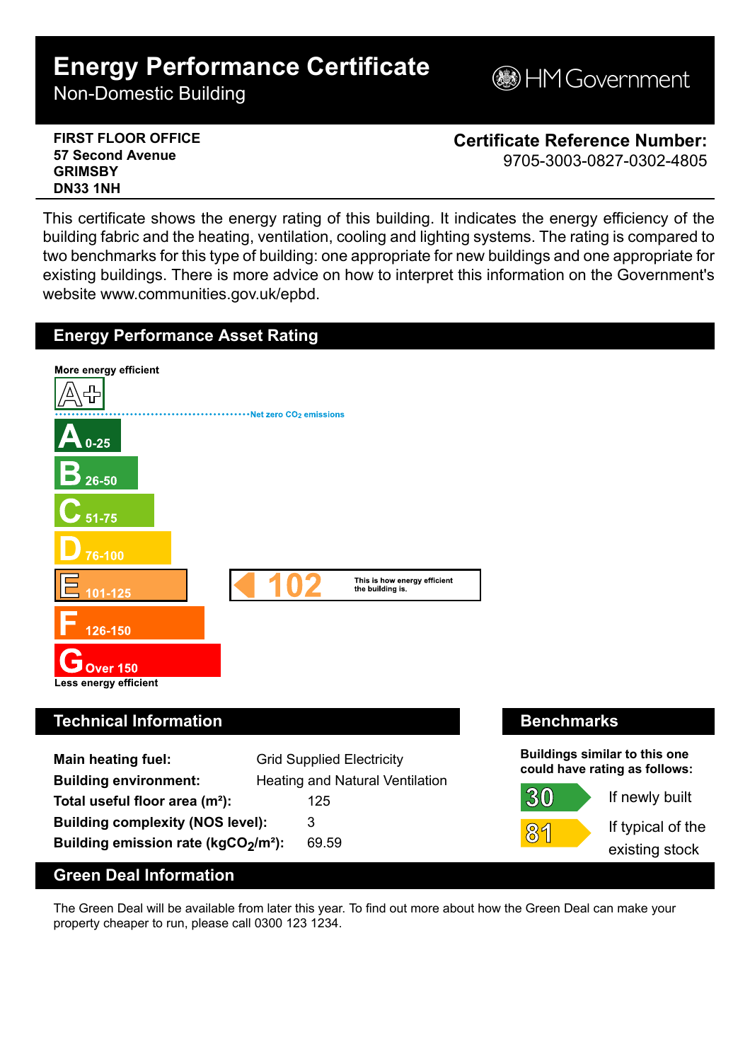# Energy Performance Certificate

Non-Domestic Building

HM Government

**FIRST FLOOR OFFICE**
**57 Second Avenue**
**GRIMSBY**
**DN33 1NH**

**Certificate Reference Number:**
9705-3003-0827-0302-4805

This certificate shows the energy rating of this building. It indicates the energy efficiency of the building fabric and the heating, ventilation, cooling and lighting systems. The rating is compared to two benchmarks for this type of building: one appropriate for new buildings and one appropriate for existing buildings. There is more advice on how to interpret this information on the Government's website www.communities.gov.uk/epbd.

## Energy Performance Asset Rating

**More energy efficient**

A+

Net zero $CO_2$ emissions

- **A** 0-25
- **B** 26-50
- **C** 51-75
- **D** 76-100
- **E** 101-125 — **102** This is how energy efficient the building is.
- **F** 126-150
- **G** Over 150

**Less energy efficient**

## Technical Information

| | |
|---|---|
| **Main heating fuel:** | Grid Supplied Electricity |
| **Building environment:** | Heating and Natural Ventilation |
| **Total useful floor area ($m^2$):** | 125 |
| **Building complexity (NOS level):** | 3 |
| **Building emission rate ($kgCO_2/m^2$):** | 69.59 |

## Benchmarks

**Buildings similar to this one could have rating as follows:**

| | |
|---|---|
| 30 | If newly built |
| 81 | If typical of the existing stock |

## Green Deal Information

The Green Deal will be available from later this year. To find out more about how the Green Deal can make your property cheaper to run, please call 0300 123 1234.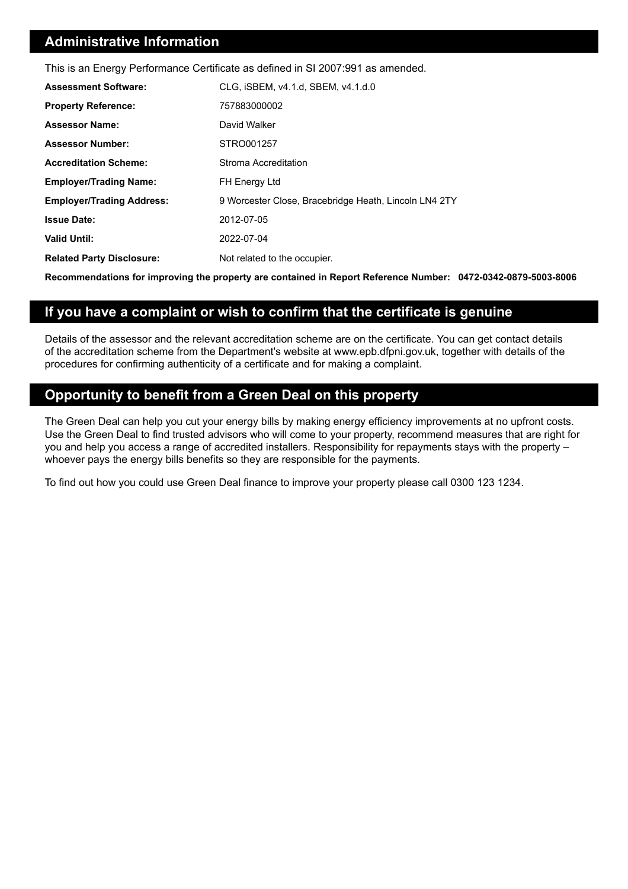## Administrative Information

This is an Energy Performance Certificate as defined in SI 2007:991 as amended.

| | |
|---|---|
| **Assessment Software:** | CLG, iSBEM, v4.1.d, SBEM, v4.1.d.0 |
| **Property Reference:** | 757883000002 |
| **Assessor Name:** | David Walker |
| **Assessor Number:** | STRO001257 |
| **Accreditation Scheme:** | Stroma Accreditation |
| **Employer/Trading Name:** | FH Energy Ltd |
| **Employer/Trading Address:** | 9 Worcester Close, Bracebridge Heath, Lincoln LN4 2TY |
| **Issue Date:** | 2012-07-05 |
| **Valid Until:** | 2022-07-04 |
| **Related Party Disclosure:** | Not related to the occupier. |

**Recommendations for improving the property are contained in Report Reference Number: 0472-0342-0879-5003-8006**

## If you have a complaint or wish to confirm that the certificate is genuine

Details of the assessor and the relevant accreditation scheme are on the certificate. You can get contact details of the accreditation scheme from the Department's website at www.epb.dfpni.gov.uk, together with details of the procedures for confirming authenticity of a certificate and for making a complaint.

## Opportunity to benefit from a Green Deal on this property

The Green Deal can help you cut your energy bills by making energy efficiency improvements at no upfront costs. Use the Green Deal to find trusted advisors who will come to your property, recommend measures that are right for you and help you access a range of accredited installers. Responsibility for repayments stays with the property – whoever pays the energy bills benefits so they are responsible for the payments.

To find out how you could use Green Deal finance to improve your property please call 0300 123 1234.